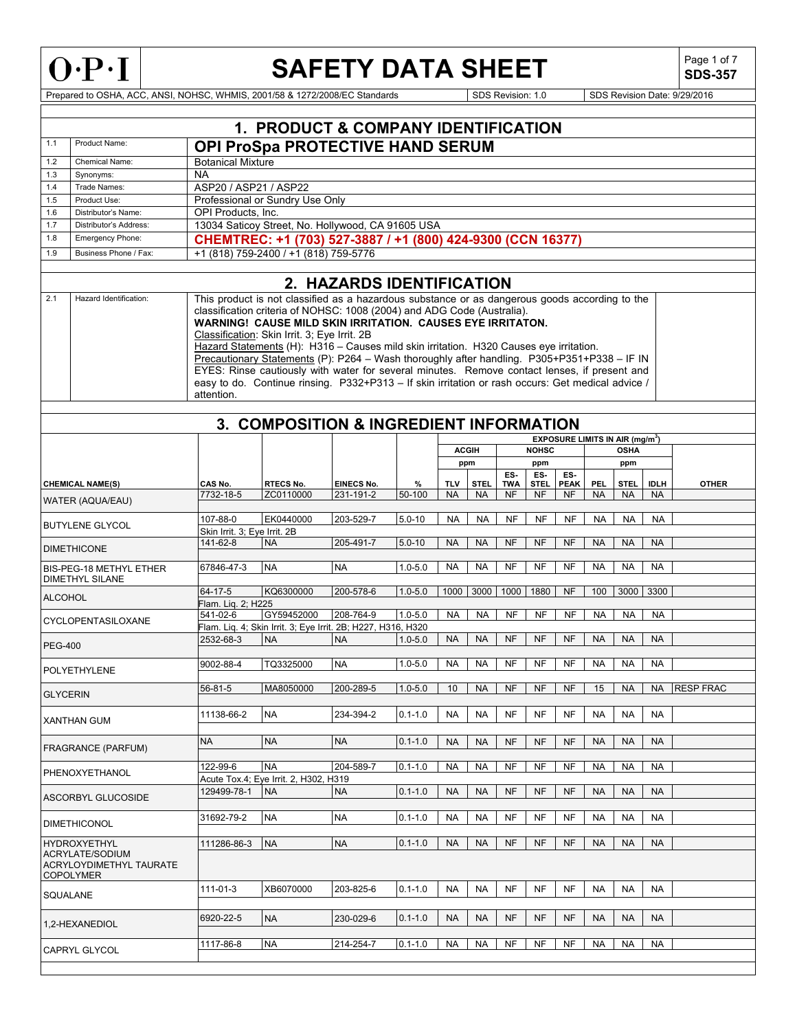# O·P·I SAFETY DATA SHEET

**SDS-357**

Prepared to OSHA, ACC, ANSI, NOHSC, WHMIS, 2001/58 & 1272/2008/EC Standards | SDS Revision: 1.0 | SDS Revision Date: 9/29/2016

## 1. PRODUCT & COMPANY IDENTIFICATION

| | | |
|---|---|---|
| 1.1 | Product Name: | **OPI ProSpa PROTECTIVE HAND SERUM** |
| 1.2 | Chemical Name: | Botanical Mixture |
| 1.3 | Synonyms: | NA |
| 1.4 | Trade Names: | ASP20 / ASP21 / ASP22 |
| 1.5 | Product Use: | Professional or Sundry Use Only |
| 1.6 | Distributor's Name: | OPI Products, Inc. |
| 1.7 | Distributor's Address: | 13034 Saticoy Street, No. Hollywood, CA 91605 USA |
| 1.8 | Emergency Phone: | **CHEMTREC: +1 (703) 527-3887 / +1 (800) 424-9300 (CCN 16377)** |
| 1.9 | Business Phone / Fax: | +1 (818) 759-2400 / +1 (818) 759-5776 |

## 2. HAZARDS IDENTIFICATION

| | | |
|---|---|---|
| 2.1 | Hazard Identification: | This product is not classified as a hazardous substance or as dangerous goods according to the classification criteria of NOHSC: 1008 (2004) and ADG Code (Australia). **WARNING! CAUSE MILD SKIN IRRITATION. CAUSES EYE IRRITATON.** Classification: Skin Irrit. 3; Eye Irrit. 2B. Hazard Statements (H): H316 – Causes mild skin irritation. H320 Causes eye irritation. Precautionary Statements (P): P264 – Wash thoroughly after handling. P305+P351+P338 – IF IN EYES: Rinse cautiously with water for several minutes. Remove contact lenses, if present and easy to do. Continue rinsing. P332+P313 – If skin irritation or rash occurs: Get medical advice / attention. |

## 3. COMPOSITION & INGREDIENT INFORMATION

| | | | | | EXPOSURE LIMITS IN AIR (mg/m³) | | | | | | | | | |
|---|---|---|---|---|---|---|---|---|---|---|---|---|---|---|
| | | | | | ACGIH | | NOHSC | | | OSHA | | | |
| | | | | | ppm | | ppm | | | ppm | | | |
| **CHEMICAL NAME(S)** | **CAS No.** | **RTECS No.** | **EINECS No.** | **%** | **TLV** | **STEL** | **ES-TWA** | **ES-STEL** | **ES-PEAK** | **PEL** | **STEL** | **IDLH** | **OTHER** |
| WATER (AQUA/EAU) | 7732-18-5 | ZC0110000 | 231-191-2 | 50-100 | NA | NA | NF | NF | NF | NA | NA | NA | |
| BUTYLENE GLYCOL | 107-88-0 | EK0440000 | 203-529-7 | 5.0-10 | NA | NA | NF | NF | NF | NA | NA | NA | |
| | Skin Irrit. 3; Eye Irrit. 2B | | | | | | | | | | | | |
| DIMETHICONE | 141-62-8 | NA | 205-491-7 | 5.0-10 | NA | NA | NF | NF | NF | NA | NA | NA | |
| BIS-PEG-18 METHYL ETHER DIMETHYL SILANE | 67846-47-3 | NA | NA | 1.0-5.0 | NA | NA | NF | NF | NF | NA | NA | NA | |
| ALCOHOL | 64-17-5 | KQ6300000 | 200-578-6 | 1.0-5.0 | 1000 | 3000 | 1000 | 1880 | NF | 100 | 3000 | 3300 | |
| | Flam. Liq. 2; H225 | | | | | | | | | | | | |
| CYCLOPENTASILOXANE | 541-02-6 | GY59452000 | 208-764-9 | 1.0-5.0 | NA | NA | NF | NF | NF | NA | NA | NA | |
| | Flam. Liq. 4; Skin Irrit. 3; Eye Irrit. 2B; H227, H316, H320 | | | | | | | | | | | | |
| PEG-400 | 2532-68-3 | NA | NA | 1.0-5.0 | NA | NA | NF | NF | NF | NA | NA | NA | |
| POLYETHYLENE | 9002-88-4 | TQ3325000 | NA | 1.0-5.0 | NA | NA | NF | NF | NF | NA | NA | NA | |
| GLYCERIN | 56-81-5 | MA8050000 | 200-289-5 | 1.0-5.0 | 10 | NA | NF | NF | NF | 15 | NA | NA | RESP FRAC |
| XANTHAN GUM | 11138-66-2 | NA | 234-394-2 | 0.1-1.0 | NA | NA | NF | NF | NF | NA | NA | NA | |
| FRAGRANCE (PARFUM) | NA | NA | NA | 0.1-1.0 | NA | NA | NF | NF | NF | NA | NA | NA | |
| PHENOXYETHANOL | 122-99-6 | NA | 204-589-7 | 0.1-1.0 | NA | NA | NF | NF | NF | NA | NA | NA | |
| | Acute Tox.4; Eye Irrit. 2, H302, H319 | | | | | | | | | | | | |
| ASCORBYL GLUCOSIDE | 129499-78-1 | NA | NA | 0.1-1.0 | NA | NA | NF | NF | NF | NA | NA | NA | |
| DIMETHICONOL | 31692-79-2 | NA | NA | 0.1-1.0 | NA | NA | NF | NF | NF | NA | NA | NA | |
| HYDROXYETHYL ACRYLATE/SODIUM ACRYLOYDIMETHYL TAURATE COPOLYMER | 111286-86-3 | NA | NA | 0.1-1.0 | NA | NA | NF | NF | NF | NA | NA | NA | |
| SQUALANE | 111-01-3 | XB6070000 | 203-825-6 | 0.1-1.0 | NA | NA | NF | NF | NF | NA | NA | NA | |
| 1,2-HEXANEDIOL | 6920-22-5 | NA | 230-029-6 | 0.1-1.0 | NA | NA | NF | NF | NF | NA | NA | NA | |
| CAPRYL GLYCOL | 1117-86-8 | NA | 214-254-7 | 0.1-1.0 | NA | NA | NF | NF | NF | NA | NA | NA | |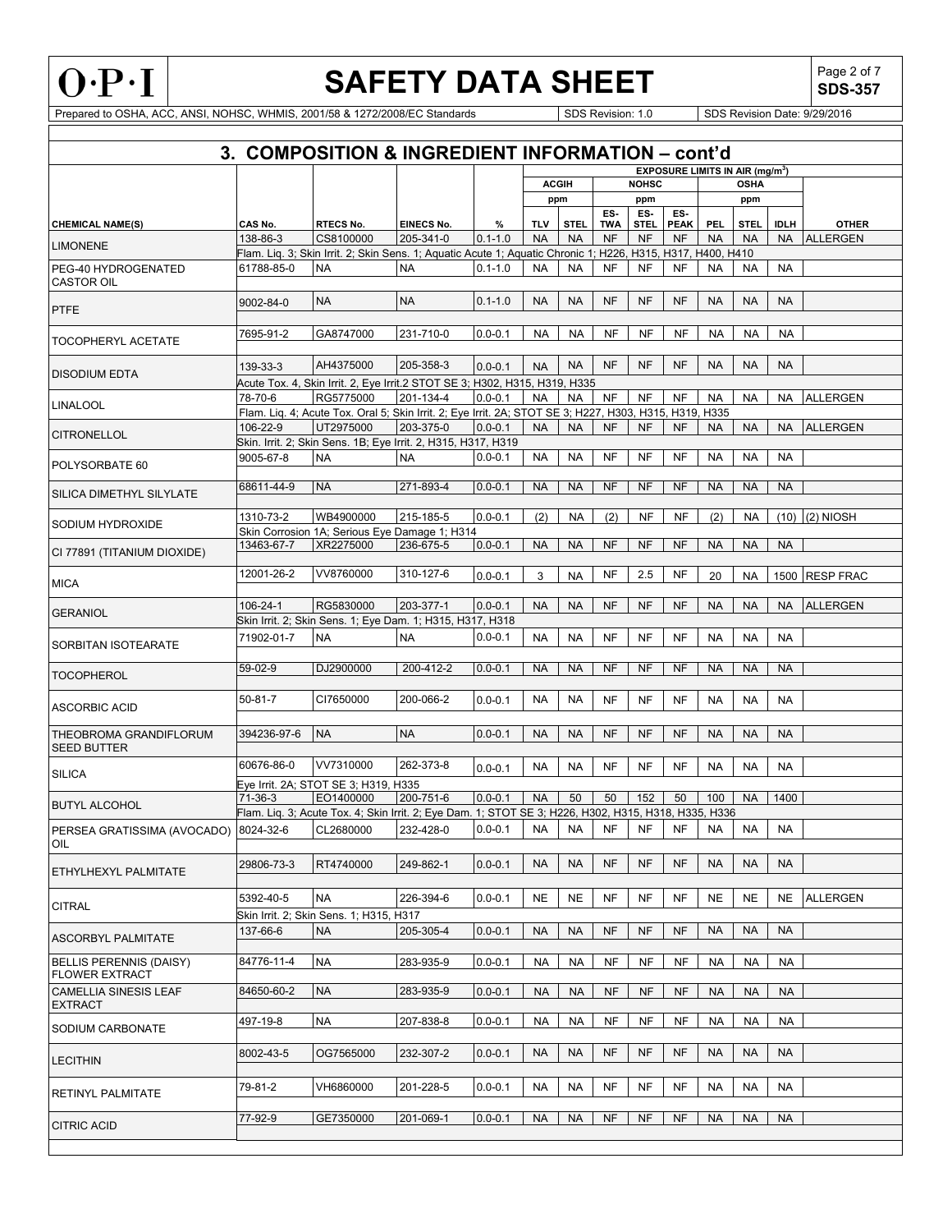## 3. COMPOSITION & INGREDIENT INFORMATION – cont'd

| CHEMICAL NAME(S) | CAS No. | RTECS No. | EINECS No. | % | ACGIH ppm TLV | ACGIH ppm STEL | NOHSC ppm ES-TWA | NOHSC ppm ES-STEL | NOHSC ppm ES-PEAK | OSHA ppm PEL | OSHA ppm STEL | OSHA ppm IDLH | OTHER |
|---|---|---|---|---|---|---|---|---|---|---|---|---|---|
| | | | | | **EXPOSURE LIMITS IN AIR (mg/m$^3$)** | | | | | | | | |
| LIMONENE | 138-86-3 | CS8100000 | 205-341-0 | 0.1-1.0 | NA | NA | NF | NF | NF | NA | NA | NA | ALLERGEN |
| | Flam. Liq. 3; Skin Irrit. 2; Skin Sens. 1; Aquatic Acute 1; Aquatic Chronic 1; H226, H315, H317, H400, H410 | | | | | | | | | | | | |
| PEG-40 HYDROGENATED CASTOR OIL | 61788-85-0 | NA | NA | 0.1-1.0 | NA | NA | NF | NF | NF | NA | NA | NA | |
| PTFE | 9002-84-0 | NA | NA | 0.1-1.0 | NA | NA | NF | NF | NF | NA | NA | NA | |
| TOCOPHERYL ACETATE | 7695-91-2 | GA8747000 | 231-710-0 | 0.0-0.1 | NA | NA | NF | NF | NF | NA | NA | NA | |
| DISODIUM EDTA | 139-33-3 | AH4375000 | 205-358-3 | 0.0-0.1 | NA | NA | NF | NF | NF | NA | NA | NA | |
| | Acute Tox. 4, Skin Irrit. 2, Eye Irrit.2 STOT SE 3; H302, H315, H319, H335 | | | | | | | | | | | | |
| LINALOOL | 78-70-6 | RG5775000 | 201-134-4 | 0.0-0.1 | NA | NA | NF | NF | NF | NA | NA | NA | ALLERGEN |
| | Flam. Liq. 4; Acute Tox. Oral 5; Skin Irrit. 2; Eye Irrit. 2A; STOT SE 3; H227, H303, H315, H319, H335 | | | | | | | | | | | | |
| CITRONELLOL | 106-22-9 | UT2975000 | 203-375-0 | 0.0-0.1 | NA | NA | NF | NF | NF | NA | NA | NA | ALLERGEN |
| | Skin. Irrit. 2; Skin Sens. 1B; Eye Irrit. 2, H315, H317, H319 | | | | | | | | | | | | |
| POLYSORBATE 60 | 9005-67-8 | NA | NA | 0.0-0.1 | NA | NA | NF | NF | NF | NA | NA | NA | |
| SILICA DIMETHYL SILYLATE | 68611-44-9 | NA | 271-893-4 | 0.0-0.1 | NA | NA | NF | NF | NF | NA | NA | NA | |
| SODIUM HYDROXIDE | 1310-73-2 | WB4900000 | 215-185-5 | 0.0-0.1 | (2) | NA | (2) | NF | NF | (2) | NA | (10) | (2) NIOSH |
| | Skin Corrosion 1A; Serious Eye Damage 1; H314 | | | | | | | | | | | | |
| CI 77891 (TITANIUM DIOXIDE) | 13463-67-7 | XR2275000 | 236-675-5 | 0.0-0.1 | NA | NA | NF | NF | NF | NA | NA | NA | |
| MICA | 12001-26-2 | VV8760000 | 310-127-6 | 0.0-0.1 | 3 | NA | NF | 2.5 | NF | 20 | NA | 1500 | RESP FRAC |
| GERANIOL | 106-24-1 | RG5830000 | 203-377-1 | 0.0-0.1 | NA | NA | NF | NF | NF | NA | NA | NA | ALLERGEN |
| | Skin Irrit. 2; Skin Sens. 1; Eye Dam. 1; H315, H317, H318 | | | | | | | | | | | | |
| SORBITAN ISOTEARATE | 71902-01-7 | NA | NA | 0.0-0.1 | NA | NA | NF | NF | NF | NA | NA | NA | |
| TOCOPHEROL | 59-02-9 | DJ2900000 | 200-412-2 | 0.0-0.1 | NA | NA | NF | NF | NF | NA | NA | NA | |
| ASCORBIC ACID | 50-81-7 | CI7650000 | 200-066-2 | 0.0-0.1 | NA | NA | NF | NF | NF | NA | NA | NA | |
| THEOBROMA GRANDIFLORUM SEED BUTTER | 394236-97-6 | NA | NA | 0.0-0.1 | NA | NA | NF | NF | NF | NA | NA | NA | |
| SILICA | 60676-86-0 | VV7310000 | 262-373-8 | 0.0-0.1 | NA | NA | NF | NF | NF | NA | NA | NA | |
| | Eye Irrit. 2A; STOT SE 3; H319, H335 | | | | | | | | | | | | |
| BUTYL ALCOHOL | 71-36-3 | EO1400000 | 200-751-6 | 0.0-0.1 | NA | 50 | 50 | 152 | 50 | 100 | NA | 1400 | |
| | Flam. Liq. 3; Acute Tox. 4; Skin Irrit. 2; Eye Dam. 1; STOT SE 3; H226, H302, H315, H318, H335, H336 | | | | | | | | | | | | |
| PERSEA GRATISSIMA (AVOCADO) OIL | 8024-32-6 | CL2680000 | 232-428-0 | 0.0-0.1 | NA | NA | NF | NF | NF | NA | NA | NA | |
| ETHYLHEXYL PALMITATE | 29806-73-3 | RT4740000 | 249-862-1 | 0.0-0.1 | NA | NA | NF | NF | NF | NA | NA | NA | |
| CITRAL | 5392-40-5 | NA | 226-394-6 | 0.0-0.1 | NE | NE | NF | NF | NF | NE | NE | NE | ALLERGEN |
| | Skin Irrit. 2; Skin Sens. 1; H315, H317 | | | | | | | | | | | | |
| ASCORBYL PALMITATE | 137-66-6 | NA | 205-305-4 | 0.0-0.1 | NA | NA | NF | NF | NF | NA | NA | NA | |
| BELLIS PERENNIS (DAISY) FLOWER EXTRACT | 84776-11-4 | NA | 283-935-9 | 0.0-0.1 | NA | NA | NF | NF | NF | NA | NA | NA | |
| CAMELLIA SINESIS LEAF EXTRACT | 84650-60-2 | NA | 283-935-9 | 0.0-0.1 | NA | NA | NF | NF | NF | NA | NA | NA | |
| SODIUM CARBONATE | 497-19-8 | NA | 207-838-8 | 0.0-0.1 | NA | NA | NF | NF | NF | NA | NA | NA | |
| LECITHIN | 8002-43-5 | OG7565000 | 232-307-2 | 0.0-0.1 | NA | NA | NF | NF | NF | NA | NA | NA | |
| RETINYL PALMITATE | 79-81-2 | VH6860000 | 201-228-5 | 0.0-0.1 | NA | NA | NF | NF | NF | NA | NA | NA | |
| CITRIC ACID | 77-92-9 | GE7350000 | 201-069-1 | 0.0-0.1 | NA | NA | NF | NF | NF | NA | NA | NA | |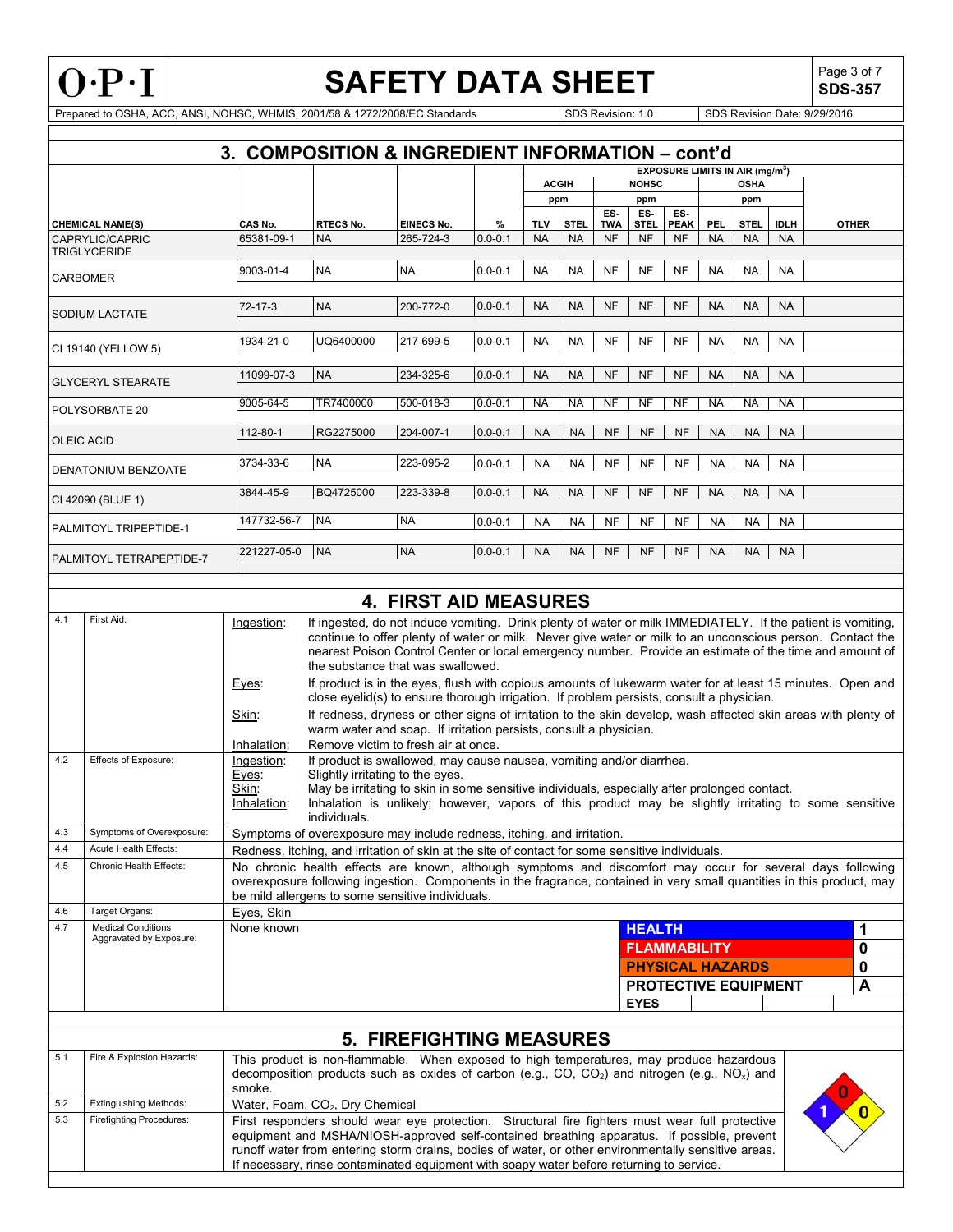# SAFETY DATA SHEET

**SDS-357**

Prepared to OSHA, ACC, ANSI, NOHSC, WHMIS, 2001/58 & 1272/2008/EC Standards | SDS Revision: 1.0 | SDS Revision Date: 9/29/2016

## 3. COMPOSITION & INGREDIENT INFORMATION – cont'd

| | | | | | EXPOSURE LIMITS IN AIR (mg/m³) | | | | | | | | |
|---|---|---|---|---|---|---|---|---|---|---|---|---|---|
| | | | | | ACGIH | | NOHSC | | | OSHA | | | |
| | | | | | ppm | | ppm | | | ppm | | | |
| CHEMICAL NAME(S) | CAS No. | RTECS No. | EINECS No. | % | TLV | STEL | ES-TWA | ES-STEL | ES-PEAK | PEL | STEL | IDLH | OTHER |
| CAPRYLIC/CAPRIC TRIGLYCERIDE | 65381-09-1 | NA | 265-724-3 | 0.0-0.1 | NA | NA | NF | NF | NF | NA | NA | NA | |
| CARBOMER | 9003-01-4 | NA | NA | 0.0-0.1 | NA | NA | NF | NF | NF | NA | NA | NA | |
| SODIUM LACTATE | 72-17-3 | NA | 200-772-0 | 0.0-0.1 | NA | NA | NF | NF | NF | NA | NA | NA | |
| CI 19140 (YELLOW 5) | 1934-21-0 | UQ6400000 | 217-699-5 | 0.0-0.1 | NA | NA | NF | NF | NF | NA | NA | NA | |
| GLYCERYL STEARATE | 11099-07-3 | NA | 234-325-6 | 0.0-0.1 | NA | NA | NF | NF | NF | NA | NA | NA | |
| POLYSORBATE 20 | 9005-64-5 | TR7400000 | 500-018-3 | 0.0-0.1 | NA | NA | NF | NF | NF | NA | NA | NA | |
| OLEIC ACID | 112-80-1 | RG2275000 | 204-007-1 | 0.0-0.1 | NA | NA | NF | NF | NF | NA | NA | NA | |
| DENATONIUM BENZOATE | 3734-33-6 | NA | 223-095-2 | 0.0-0.1 | NA | NA | NF | NF | NF | NA | NA | NA | |
| CI 42090 (BLUE 1) | 3844-45-9 | BQ4725000 | 223-339-8 | 0.0-0.1 | NA | NA | NF | NF | NF | NA | NA | NA | |
| PALMITOYL TRIPEPTIDE-1 | 147732-56-7 | NA | NA | 0.0-0.1 | NA | NA | NF | NF | NF | NA | NA | NA | |
| PALMITOYL TETRAPEPTIDE-7 | 221227-05-0 | NA | NA | 0.0-0.1 | NA | NA | NF | NF | NF | NA | NA | NA | |

## 4. FIRST AID MEASURES

**4.1 First Aid:**

- Ingestion: If ingested, do not induce vomiting. Drink plenty of water or milk IMMEDIATELY. If the patient is vomiting, continue to offer plenty of water or milk. Never give water or milk to an unconscious person. Contact the nearest Poison Control Center or local emergency number. Provide an estimate of the time and amount of the substance that was swallowed.
- Eyes: If product is in the eyes, flush with copious amounts of lukewarm water for at least 15 minutes. Open and close eyelid(s) to ensure thorough irrigation. If problem persists, consult a physician.
- Skin: If redness, dryness or other signs of irritation to the skin develop, wash affected skin areas with plenty of warm water and soap. If irritation persists, consult a physician.
- Inhalation: Remove victim to fresh air at once.

**4.2 Effects of Exposure:**

- Ingestion: If product is swallowed, may cause nausea, vomiting and/or diarrhea.
- Eyes: Slightly irritating to the eyes.
- Skin: May be irritating to skin in some sensitive individuals, especially after prolonged contact.
- Inhalation: Inhalation is unlikely; however, vapors of this product may be slightly irritating to some sensitive individuals.

**4.3 Symptoms of Overexposure:** Symptoms of overexposure may include redness, itching, and irritation.

**4.4 Acute Health Effects:** Redness, itching, and irritation of skin at the site of contact for some sensitive individuals.

**4.5 Chronic Health Effects:** No chronic health effects are known, although symptoms and discomfort may occur for several days following overexposure following ingestion. Components in the fragrance, contained in very small quantities in this product, may be mild allergens to some sensitive individuals.

**4.6 Target Organs:** Eyes, Skin

**4.7 Medical Conditions Aggravated by Exposure:** None known

| | |
|---|---|
| HEALTH | 1 |
| FLAMMABILITY | 0 |
| PHYSICAL HAZARDS | 0 |
| PROTECTIVE EQUIPMENT | A |
| EYES | |

## 5. FIREFIGHTING MEASURES

**5.1 Fire & Explosion Hazards:** This product is non-flammable. When exposed to high temperatures, may produce hazardous decomposition products such as oxides of carbon (e.g., CO, $CO_2$) and nitrogen (e.g., $NO_x$) and smoke.

**5.2 Extinguishing Methods:** Water, Foam, $CO_2$, Dry Chemical

**5.3 Firefighting Procedures:** First responders should wear eye protection. Structural fire fighters must wear full protective equipment and MSHA/NIOSH-approved self-contained breathing apparatus. If possible, prevent runoff water from entering storm drains, bodies of water, or other environmentally sensitive areas. If necessary, rinse contaminated equipment with soapy water before returning to service.

NFPA: Health 1, Flammability 0, Instability 0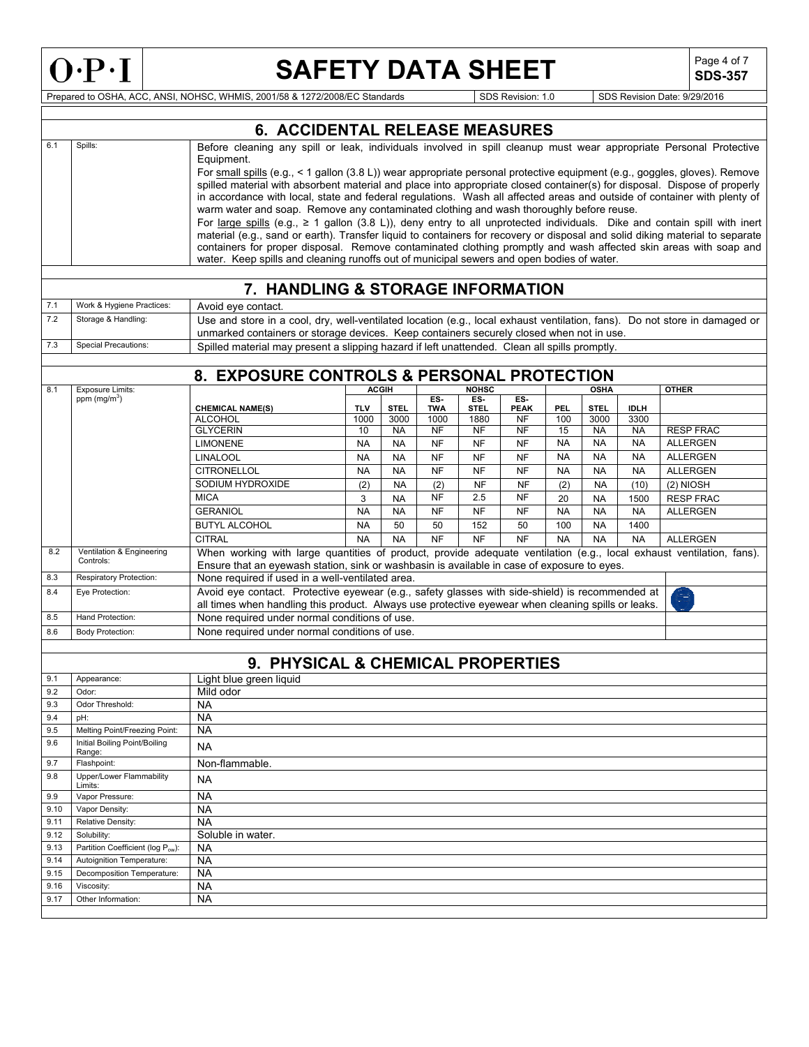## 6. ACCIDENTAL RELEASE MEASURES

| | | |
|---|---|---|
| 6.1 | Spills: | Before cleaning any spill or leak, individuals involved in spill cleanup must wear appropriate Personal Protective Equipment. For small spills (e.g., < 1 gallon (3.8 L)) wear appropriate personal protective equipment (e.g., goggles, gloves). Remove spilled material with absorbent material and place into appropriate closed container(s) for disposal. Dispose of properly in accordance with local, state and federal regulations. Wash all affected areas and outside of container with plenty of warm water and soap. Remove any contaminated clothing and wash thoroughly before reuse. For large spills (e.g., ≥ 1 gallon (3.8 L)), deny entry to all unprotected individuals. Dike and contain spill with inert material (e.g., sand or earth). Transfer liquid to containers for recovery or disposal and solid diking material to separate containers for proper disposal. Remove contaminated clothing promptly and wash affected skin areas with soap and water. Keep spills and cleaning runoffs out of municipal sewers and open bodies of water. |

## 7. HANDLING & STORAGE INFORMATION

| | | |
|---|---|---|
| 7.1 | Work & Hygiene Practices: | Avoid eye contact. |
| 7.2 | Storage & Handling: | Use and store in a cool, dry, well-ventilated location (e.g., local exhaust ventilation, fans). Do not store in damaged or unmarked containers or storage devices. Keep containers securely closed when not in use. |
| 7.3 | Special Precautions: | Spilled material may present a slipping hazard if left unattended. Clean all spills promptly. |

## 8. EXPOSURE CONTROLS & PERSONAL PROTECTION

8.1 Exposure Limits: ppm (mg/m$^3$)

| | ACGIH | | NOHSC | | | OSHA | | | OTHER |
|---|---|---|---|---|---|---|---|---|---|
| CHEMICAL NAME(S) | TLV | STEL | ES-TWA | ES-STEL | ES-PEAK | PEL | STEL | IDLH | |
| ALCOHOL | 1000 | 3000 | 1000 | 1880 | NF | 100 | 3000 | 3300 | |
| GLYCERIN | 10 | NA | NF | NF | NF | 15 | NA | NA | RESP FRAC |
| LIMONENE | NA | NA | NF | NF | NF | NA | NA | NA | ALLERGEN |
| LINALOOL | NA | NA | NF | NF | NF | NA | NA | NA | ALLERGEN |
| CITRONELLOL | NA | NA | NF | NF | NF | NA | NA | NA | ALLERGEN |
| SODIUM HYDROXIDE | (2) | NA | (2) | NF | NF | (2) | NA | (10) | (2) NIOSH |
| MICA | 3 | NA | NF | 2.5 | NF | 20 | NA | 1500 | RESP FRAC |
| GERANIOL | NA | NA | NF | NF | NF | NA | NA | NA | ALLERGEN |
| BUTYL ALCOHOL | NA | 50 | 50 | 152 | 50 | 100 | NA | 1400 | |
| CITRAL | NA | NA | NF | NF | NF | NA | NA | NA | ALLERGEN |

| | | |
|---|---|---|
| 8.2 | Ventilation & Engineering Controls: | When working with large quantities of product, provide adequate ventilation (e.g., local exhaust ventilation, fans). Ensure that an eyewash station, sink or washbasin is available in case of exposure to eyes. |
| 8.3 | Respiratory Protection: | None required if used in a well-ventilated area. |
| 8.4 | Eye Protection: | Avoid eye contact. Protective eyewear (e.g., safety glasses with side-shield) is recommended at all times when handling this product. Always use protective eyewear when cleaning spills or leaks. |
| 8.5 | Hand Protection: | None required under normal conditions of use. |
| 8.6 | Body Protection: | None required under normal conditions of use. |

## 9. PHYSICAL & CHEMICAL PROPERTIES

| | | |
|---|---|---|
| 9.1 | Appearance: | Light blue green liquid |
| 9.2 | Odor: | Mild odor |
| 9.3 | Odor Threshold: | NA |
| 9.4 | pH: | NA |
| 9.5 | Melting Point/Freezing Point: | NA |
| 9.6 | Initial Boiling Point/Boiling Range: | NA |
| 9.7 | Flashpoint: | Non-flammable. |
| 9.8 | Upper/Lower Flammability Limits: | NA |
| 9.9 | Vapor Pressure: | NA |
| 9.10 | Vapor Density: | NA |
| 9.11 | Relative Density: | NA |
| 9.12 | Solubility: | Soluble in water. |
| 9.13 | Partition Coefficient (log $P_{ow}$): | NA |
| 9.14 | Autoignition Temperature: | NA |
| 9.15 | Decomposition Temperature: | NA |
| 9.16 | Viscosity: | NA |
| 9.17 | Other Information: | NA |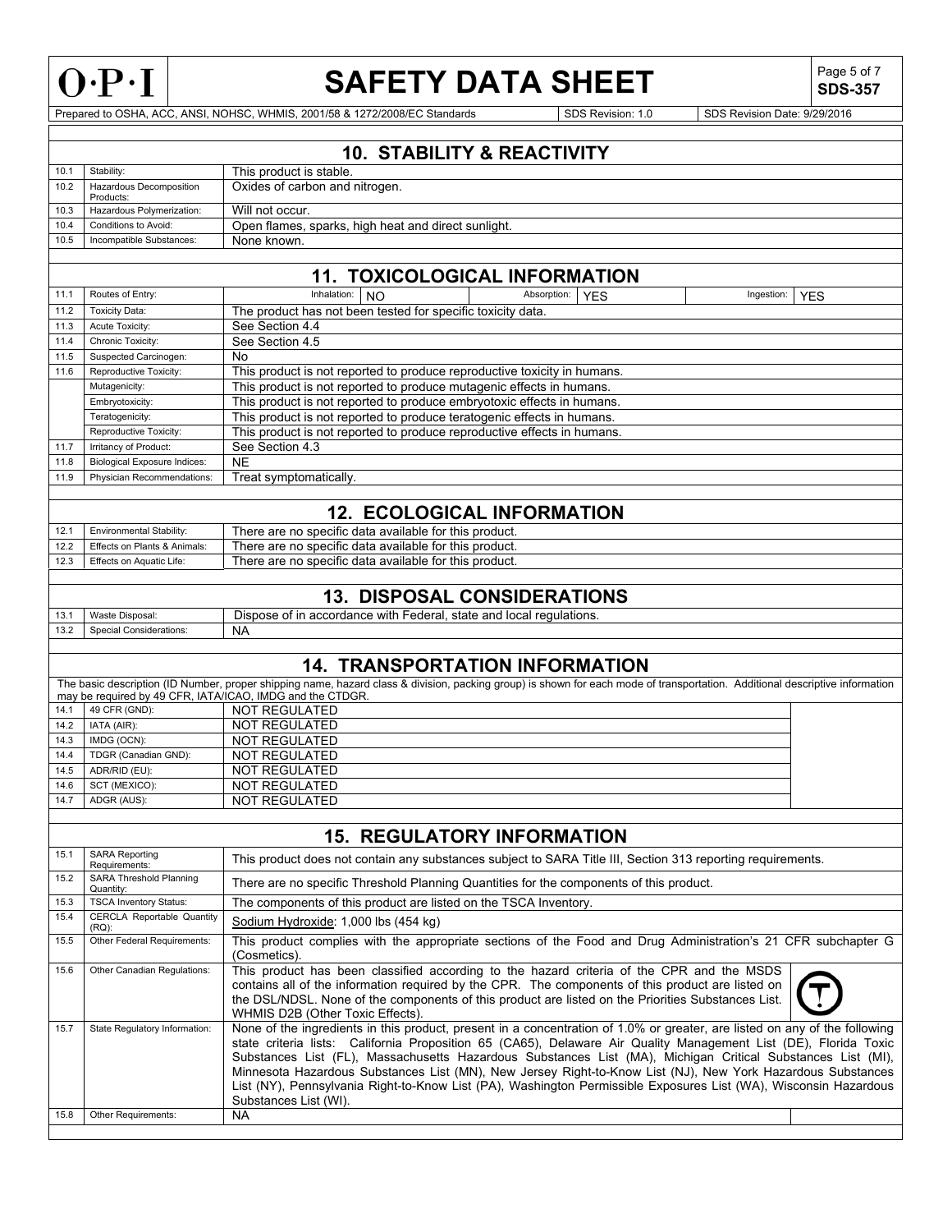## 10. STABILITY & REACTIVITY

| | | |
|---|---|---|
| 10.1 | Stability: | This product is stable. |
| 10.2 | Hazardous Decomposition Products: | Oxides of carbon and nitrogen. |
| 10.3 | Hazardous Polymerization: | Will not occur. |
| 10.4 | Conditions to Avoid: | Open flames, sparks, high heat and direct sunlight. |
| 10.5 | Incompatible Substances: | None known. |

## 11. TOXICOLOGICAL INFORMATION

| | | |
|---|---|---|
| 11.1 | Routes of Entry: | Inhalation: NO; Absorption: YES; Ingestion: YES |
| 11.2 | Toxicity Data: | The product has not been tested for specific toxicity data. |
| 11.3 | Acute Toxicity: | See Section 4.4 |
| 11.4 | Chronic Toxicity: | See Section 4.5 |
| 11.5 | Suspected Carcinogen: | No |
| 11.6 | Reproductive Toxicity: | This product is not reported to produce reproductive toxicity in humans. |
| | Mutagenicity: | This product is not reported to produce mutagenic effects in humans. |
| | Embryotoxicity: | This product is not reported to produce embryotoxic effects in humans. |
| | Teratogenicity: | This product is not reported to produce teratogenic effects in humans. |
| | Reproductive Toxicity: | This product is not reported to produce reproductive effects in humans. |
| 11.7 | Irritancy of Product: | See Section 4.3 |
| 11.8 | Biological Exposure Indices: | NE |
| 11.9 | Physician Recommendations: | Treat symptomatically. |

## 12. ECOLOGICAL INFORMATION

| | | |
|---|---|---|
| 12.1 | Environmental Stability: | There are no specific data available for this product. |
| 12.2 | Effects on Plants & Animals: | There are no specific data available for this product. |
| 12.3 | Effects on Aquatic Life: | There are no specific data available for this product. |

## 13. DISPOSAL CONSIDERATIONS

| | | |
|---|---|---|
| 13.1 | Waste Disposal: | Dispose of in accordance with Federal, state and local regulations. |
| 13.2 | Special Considerations: | NA |

## 14. TRANSPORTATION INFORMATION

The basic description (ID Number, proper shipping name, hazard class & division, packing group) is shown for each mode of transportation. Additional descriptive information may be required by 49 CFR, IATA/ICAO, IMDG and the CTDGR.

| | | |
|---|---|---|
| 14.1 | 49 CFR (GND): | NOT REGULATED |
| 14.2 | IATA (AIR): | NOT REGULATED |
| 14.3 | IMDG (OCN): | NOT REGULATED |
| 14.4 | TDGR (Canadian GND): | NOT REGULATED |
| 14.5 | ADR/RID (EU): | NOT REGULATED |
| 14.6 | SCT (MEXICO): | NOT REGULATED |
| 14.7 | ADGR (AUS): | NOT REGULATED |

## 15. REGULATORY INFORMATION

| | | |
|---|---|---|
| 15.1 | SARA Reporting Requirements: | This product does not contain any substances subject to SARA Title III, Section 313 reporting requirements. |
| 15.2 | SARA Threshold Planning Quantity: | There are no specific Threshold Planning Quantities for the components of this product. |
| 15.3 | TSCA Inventory Status: | The components of this product are listed on the TSCA Inventory. |
| 15.4 | CERCLA Reportable Quantity (RQ): | Sodium Hydroxide: 1,000 lbs (454 kg) |
| 15.5 | Other Federal Requirements: | This product complies with the appropriate sections of the Food and Drug Administration's 21 CFR subchapter G (Cosmetics). |
| 15.6 | Other Canadian Regulations: | This product has been classified according to the hazard criteria of the CPR and the MSDS contains all of the information required by the CPR. The components of this product are listed on the DSL/NDSL. None of the components of this product are listed on the Priorities Substances List. WHMIS D2B (Other Toxic Effects). |
| 15.7 | State Regulatory Information: | None of the ingredients in this product, present in a concentration of 1.0% or greater, are listed on any of the following state criteria lists: California Proposition 65 (CA65), Delaware Air Quality Management List (DE), Florida Toxic Substances List (FL), Massachusetts Hazardous Substances List (MA), Michigan Critical Substances List (MI), Minnesota Hazardous Substances List (MN), New Jersey Right-to-Know List (NJ), New York Hazardous Substances List (NY), Pennsylvania Right-to-Know List (PA), Washington Permissible Exposures List (WA), Wisconsin Hazardous Substances List (WI). |
| 15.8 | Other Requirements: | NA |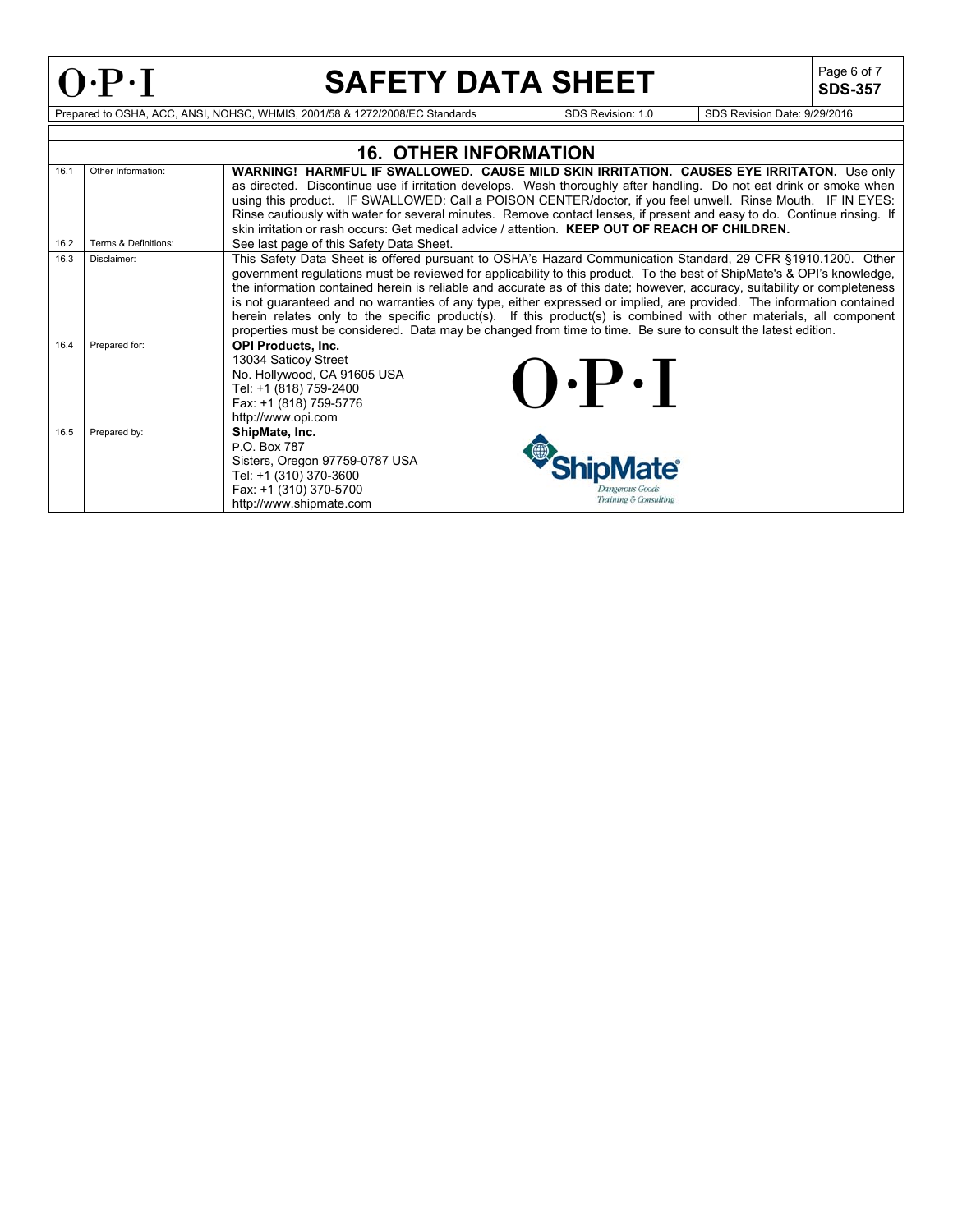## 16. OTHER INFORMATION

| | | |
|---|---|---|
| 16.1 | Other Information: | **WARNING! HARMFUL IF SWALLOWED. CAUSE MILD SKIN IRRITATION. CAUSES EYE IRRITATON.** Use only as directed. Discontinue use if irritation develops. Wash thoroughly after handling. Do not eat drink or smoke when using this product. IF SWALLOWED: Call a POISON CENTER/doctor, if you feel unwell. Rinse Mouth. IF IN EYES: Rinse cautiously with water for several minutes. Remove contact lenses, if present and easy to do. Continue rinsing. If skin irritation or rash occurs: Get medical advice / attention. **KEEP OUT OF REACH OF CHILDREN.** |
| 16.2 | Terms & Definitions: | See last page of this Safety Data Sheet. |
| 16.3 | Disclaimer: | This Safety Data Sheet is offered pursuant to OSHA's Hazard Communication Standard, 29 CFR §1910.1200. Other government regulations must be reviewed for applicability to this product. To the best of ShipMate's & OPI's knowledge, the information contained herein is reliable and accurate as of this date; however, accuracy, suitability or completeness is not guaranteed and no warranties of any type, either expressed or implied, are provided. The information contained herein relates only to the specific product(s). If this product(s) is combined with other materials, all component properties must be considered. Data may be changed from time to time. Be sure to consult the latest edition. |
| 16.4 | Prepared for: | **OPI Products, Inc.**<br>13034 Saticoy Street<br>No. Hollywood, CA 91605 USA<br>Tel: +1 (818) 759-2400<br>Fax: +1 (818) 759-5776<br>http://www.opi.com |
| 16.5 | Prepared by: | **ShipMate, Inc.**<br>P.O. Box 787<br>Sisters, Oregon 97759-0787 USA<br>Tel: +1 (310) 370-3600<br>Fax: +1 (310) 370-5700<br>http://www.shipmate.com |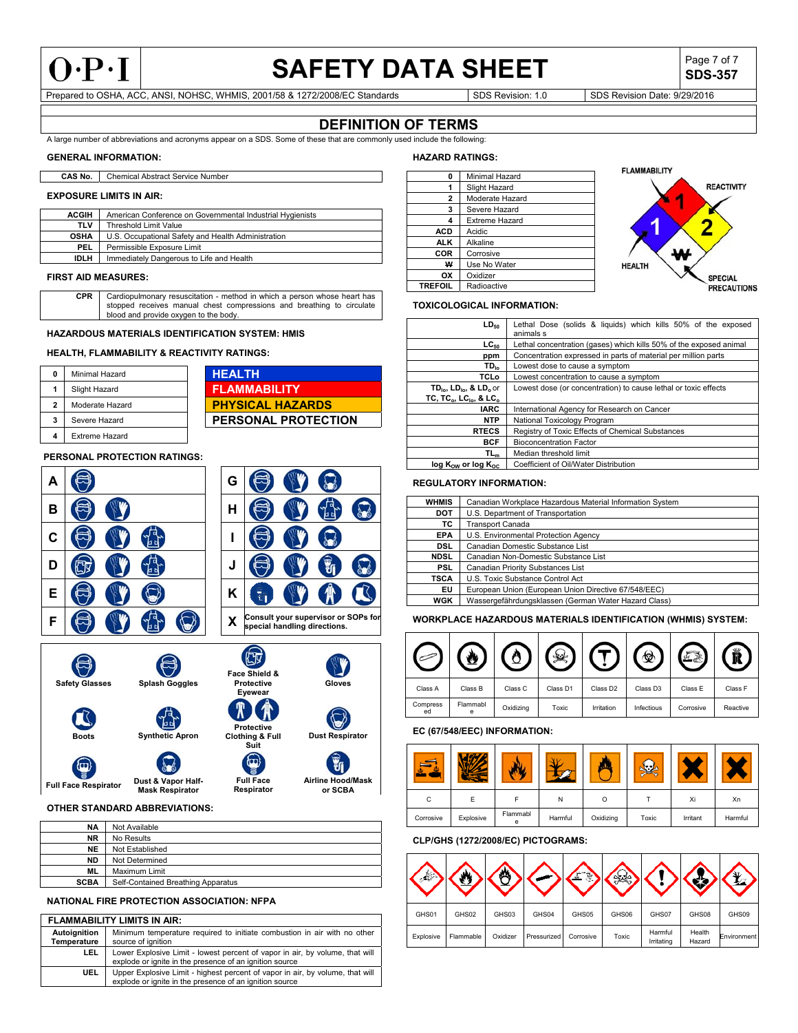# DEFINITION OF TERMS

A large number of abbreviations and acronyms appear on a SDS. Some of these that are commonly used include the following:

### GENERAL INFORMATION:

| | |
|---|---|
| CAS No. | Chemical Abstract Service Number |

### EXPOSURE LIMITS IN AIR:

| | |
|---|---|
| ACGIH | American Conference on Governmental Industrial Hygienists |
| TLV | Threshold Limit Value |
| OSHA | U.S. Occupational Safety and Health Administration |
| PEL | Permissible Exposure Limit |
| IDLH | Immediately Dangerous to Life and Health |

### FIRST AID MEASURES:

| | |
|---|---|
| CPR | Cardiopulmonary resuscitation - method in which a person whose heart has stopped receives manual chest compressions and breathing to circulate blood and provide oxygen to the body. |

### HAZARDOUS MATERIALS IDENTIFICATION SYSTEM: HMIS

### HEALTH, FLAMMABILITY & REACTIVITY RATINGS:

| | |
|---|---|
| 0 | Minimal Hazard |
| 1 | Slight Hazard |
| 2 | Moderate Hazard |
| 3 | Severe Hazard |
| 4 | Extreme Hazard |

HEALTH
FLAMMABILITY
PHYSICAL HAZARDS
PERSONAL PROTECTION

### PERSONAL PROTECTION RATINGS:

A, B, C, D, E, F, G, H, I, J, K

X Consult your supervisor or SOPs for special handling directions.

Safety Glasses, Splash Goggles, Face Shield & Protective Eyewear, Gloves, Boots, Synthetic Apron, Protective Clothing & Full Suit, Dust Respirator, Full Face Respirator, Dust & Vapor Half-Mask Respirator, Full Face Respirator, Airline Hood/Mask or SCBA

### OTHER STANDARD ABBREVIATIONS:

| | |
|---|---|
| NA | Not Available |
| NR | No Results |
| NE | Not Established |
| ND | Not Determined |
| ML | Maximum Limit |
| SCBA | Self-Contained Breathing Apparatus |

### NATIONAL FIRE PROTECTION ASSOCIATION: NFPA

| FLAMMABILITY LIMITS IN AIR: | |
|---|---|
| Autoignition Temperature | Minimum temperature required to initiate combustion in air with no other source of ignition |
| LEL | Lower Explosive Limit - lowest percent of vapor in air, by volume, that will explode or ignite in the presence of an ignition source |
| UEL | Upper Explosive Limit - highest percent of vapor in air, by volume, that will explode or ignite in the presence of an ignition source |

### HAZARD RATINGS:

| | |
|---|---|
| 0 | Minimal Hazard |
| 1 | Slight Hazard |
| 2 | Moderate Hazard |
| 3 | Severe Hazard |
| 4 | Extreme Hazard |
| ACD | Acidic |
| ALK | Alkaline |
| COR | Corrosive |
| W̶ | Use No Water |
| OX | Oxidizer |
| TREFOIL | Radioactive |

FLAMMABILITY
REACTIVITY
HEALTH
SPECIAL PRECAUTIONS

### TOXICOLOGICAL INFORMATION:

| | |
|---|---|
| $LD_{50}$ | Lethal Dose (solids & liquids) which kills 50% of the exposed animals s |
| $LC_{50}$ | Lethal concentration (gases) which kills 50% of the exposed animal |
| ppm | Concentration expressed in parts of material per million parts |
| $TD_{lo}$ | Lowest dose to cause a symptom |
| TCLo | Lowest concentration to cause a symptom |
| $TD_{lo}$, $LD_{lo}$, & $LD_{o}$ or TC, $TC_{o}$, $LC_{lo}$, & $LC_{o}$ | Lowest dose (or concentration) to cause lethal or toxic effects |
| IARC | International Agency for Research on Cancer |
| NTP | National Toxicology Program |
| RTECS | Registry of Toxic Effects of Chemical Substances |
| BCF | Bioconcentration Factor |
| $TL_{m}$ | Median threshold limit |
| log $K_{OW}$ or log $K_{OC}$ | Coefficient of Oil/Water Distribution |

### REGULATORY INFORMATION:

| | |
|---|---|
| WHMIS | Canadian Workplace Hazardous Material Information System |
| DOT | U.S. Department of Transportation |
| TC | Transport Canada |
| EPA | U.S. Environmental Protection Agency |
| DSL | Canadian Domestic Substance List |
| NDSL | Canadian Non-Domestic Substance List |
| PSL | Canadian Priority Substances List |
| TSCA | U.S. Toxic Substance Control Act |
| EU | European Union (European Union Directive 67/548/EEC) |
| WGK | Wassergefährdungsklassen (German Water Hazard Class) |

### WORKPLACE HAZARDOUS MATERIALS IDENTIFICATION (WHMIS) SYSTEM:

| Class A | Class B | Class C | Class D1 | Class D2 | Class D3 | Class E | Class F |
|---|---|---|---|---|---|---|---|
| Compressed | Flammable | Oxidizing | Toxic | Irritation | Infectious | Corrosive | Reactive |

### EC (67/548/EEC) INFORMATION:

| C | E | F | N | O | T | Xi | Xn |
|---|---|---|---|---|---|---|---|
| Corrosive | Explosive | Flammable | Harmful | Oxidizing | Toxic | Irritant | Harmful |

### CLP/GHS (1272/2008/EC) PICTOGRAMS:

| GHS01 | GHS02 | GHS03 | GHS04 | GHS05 | GHS06 | GHS07 | GHS08 | GHS09 |
|---|---|---|---|---|---|---|---|---|
| Explosive | Flammable | Oxidizer | Pressurized | Corrosive | Toxic | Harmful Irritating | Health Hazard | Environment |